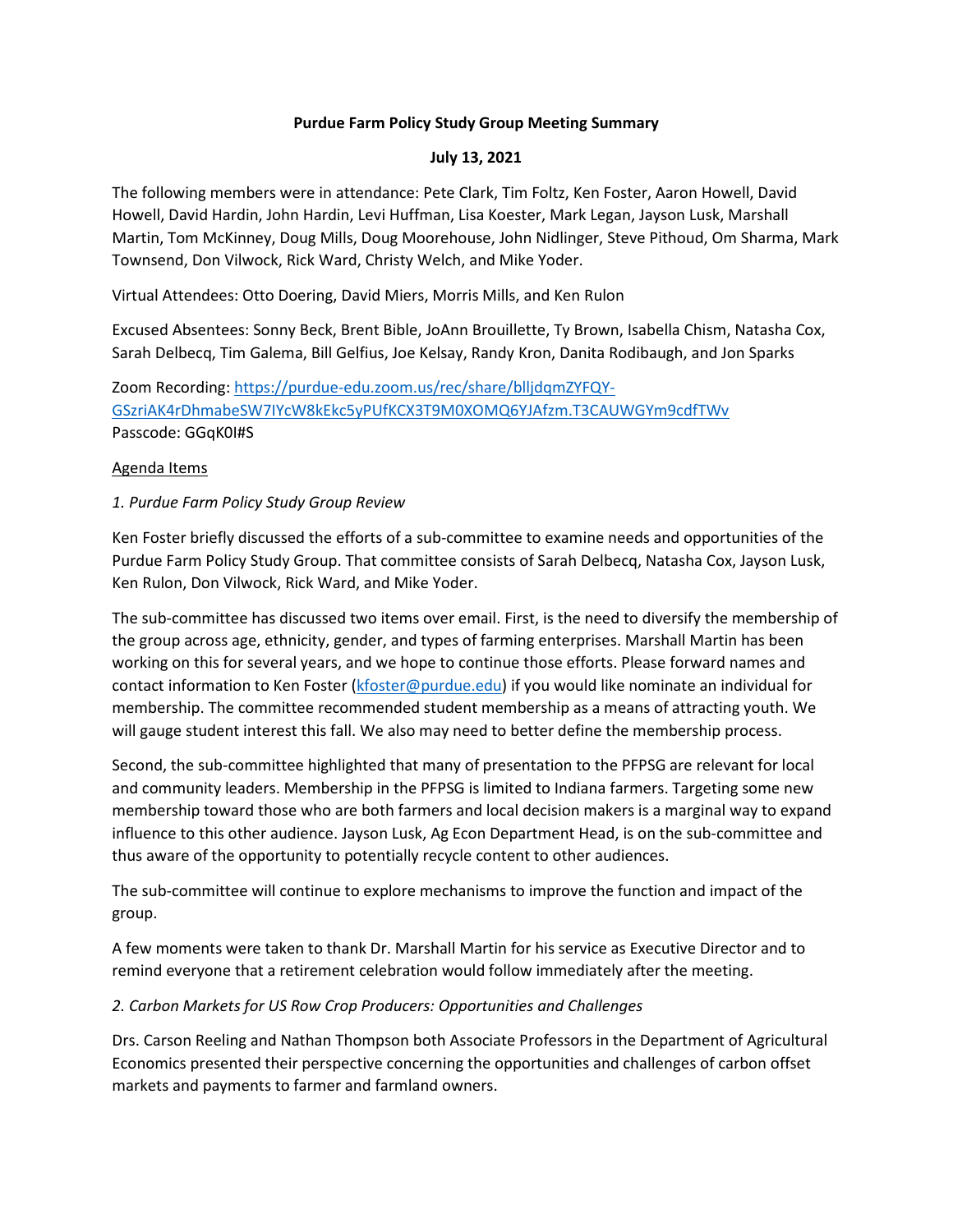**Purdue Farm Policy Study Group Meeting Summary**

**July 13, 2021**

The following members were in attendance: Pete Clark, Tim Foltz, Ken Foster, Aaron Howell, David Howell, David Hardin, John Hardin, Levi Huffman, Lisa Koester, Mark Legan, Jayson Lusk, Marshall Martin, Tom McKinney, Doug Mills, Doug Moorehouse, John Nidlinger, Steve Pithoud, Om Sharma, Mark Townsend, Don Vilwock, Rick Ward, Christy Welch, and Mike Yoder.

Virtual Attendees: Otto Doering, David Miers, Morris Mills, and Ken Rulon

Excused Absentees: Sonny Beck, Brent Bible, JoAnn Brouillette, Ty Brown, Isabella Chism, Natasha Cox, Sarah Delbecq, Tim Galema, Bill Gelfius, Joe Kelsay, Randy Kron, Danita Rodibaugh, and Jon Sparks

Zoom Recording: [https://purdue-edu.zoom.us/rec/share/blljdqmZYFQY-GSzriAK4rDhmabeSW7IYcW8kEkc5yPUfKCX3T9M0XOMQ6YJAfzm.T3CAUWGYm9cdfTWv](https://purdue-edu.zoom.us/rec/share/blljdqmZYFQY-GSzriAK4rDhmabeSW7IYcW8kEkc5yPUfKCX3T9M0XOMQ6YJAfzm.T3CAUWGYm9cdfTWv)
Passcode: GGqK0I#S

Agenda Items

*1. Purdue Farm Policy Study Group Review*

Ken Foster briefly discussed the efforts of a sub-committee to examine needs and opportunities of the Purdue Farm Policy Study Group. That committee consists of Sarah Delbecq, Natasha Cox, Jayson Lusk, Ken Rulon, Don Vilwock, Rick Ward, and Mike Yoder.

The sub-committee has discussed two items over email. First, is the need to diversify the membership of the group across age, ethnicity, gender, and types of farming enterprises. Marshall Martin has been working on this for several years, and we hope to continue those efforts. Please forward names and contact information to Ken Foster ([kfoster@purdue.edu](mailto:kfoster@purdue.edu)) if you would like nominate an individual for membership. The committee recommended student membership as a means of attracting youth. We will gauge student interest this fall. We also may need to better define the membership process.

Second, the sub-committee highlighted that many of presentation to the PFPSG are relevant for local and community leaders. Membership in the PFPSG is limited to Indiana farmers. Targeting some new membership toward those who are both farmers and local decision makers is a marginal way to expand influence to this other audience. Jayson Lusk, Ag Econ Department Head, is on the sub-committee and thus aware of the opportunity to potentially recycle content to other audiences.

The sub-committee will continue to explore mechanisms to improve the function and impact of the group.

A few moments were taken to thank Dr. Marshall Martin for his service as Executive Director and to remind everyone that a retirement celebration would follow immediately after the meeting.

*2. Carbon Markets for US Row Crop Producers: Opportunities and Challenges*

Drs. Carson Reeling and Nathan Thompson both Associate Professors in the Department of Agricultural Economics presented their perspective concerning the opportunities and challenges of carbon offset markets and payments to farmer and farmland owners.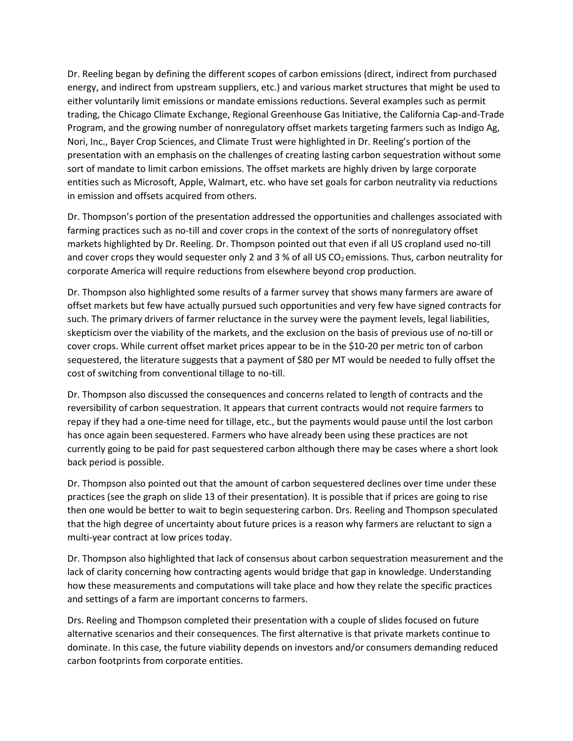Dr. Reeling began by defining the different scopes of carbon emissions (direct, indirect from purchased energy, and indirect from upstream suppliers, etc.) and various market structures that might be used to either voluntarily limit emissions or mandate emissions reductions. Several examples such as permit trading, the Chicago Climate Exchange, Regional Greenhouse Gas Initiative, the California Cap-and-Trade Program, and the growing number of nonregulatory offset markets targeting farmers such as Indigo Ag, Nori, Inc., Bayer Crop Sciences, and Climate Trust were highlighted in Dr. Reeling's portion of the presentation with an emphasis on the challenges of creating lasting carbon sequestration without some sort of mandate to limit carbon emissions. The offset markets are highly driven by large corporate entities such as Microsoft, Apple, Walmart, etc. who have set goals for carbon neutrality via reductions in emission and offsets acquired from others.

Dr. Thompson's portion of the presentation addressed the opportunities and challenges associated with farming practices such as no-till and cover crops in the context of the sorts of nonregulatory offset markets highlighted by Dr. Reeling. Dr. Thompson pointed out that even if all US cropland used no-till and cover crops they would sequester only 2 and 3 % of all US $CO_2$ emissions. Thus, carbon neutrality for corporate America will require reductions from elsewhere beyond crop production.

Dr. Thompson also highlighted some results of a farmer survey that shows many farmers are aware of offset markets but few have actually pursued such opportunities and very few have signed contracts for such. The primary drivers of farmer reluctance in the survey were the payment levels, legal liabilities, skepticism over the viability of the markets, and the exclusion on the basis of previous use of no-till or cover crops. While current offset market prices appear to be in the $10-20 per metric ton of carbon sequestered, the literature suggests that a payment of $80 per MT would be needed to fully offset the cost of switching from conventional tillage to no-till.

Dr. Thompson also discussed the consequences and concerns related to length of contracts and the reversibility of carbon sequestration. It appears that current contracts would not require farmers to repay if they had a one-time need for tillage, etc., but the payments would pause until the lost carbon has once again been sequestered. Farmers who have already been using these practices are not currently going to be paid for past sequestered carbon although there may be cases where a short look back period is possible.

Dr. Thompson also pointed out that the amount of carbon sequestered declines over time under these practices (see the graph on slide 13 of their presentation). It is possible that if prices are going to rise then one would be better to wait to begin sequestering carbon. Drs. Reeling and Thompson speculated that the high degree of uncertainty about future prices is a reason why farmers are reluctant to sign a multi-year contract at low prices today.

Dr. Thompson also highlighted that lack of consensus about carbon sequestration measurement and the lack of clarity concerning how contracting agents would bridge that gap in knowledge. Understanding how these measurements and computations will take place and how they relate the specific practices and settings of a farm are important concerns to farmers.

Drs. Reeling and Thompson completed their presentation with a couple of slides focused on future alternative scenarios and their consequences. The first alternative is that private markets continue to dominate. In this case, the future viability depends on investors and/or consumers demanding reduced carbon footprints from corporate entities.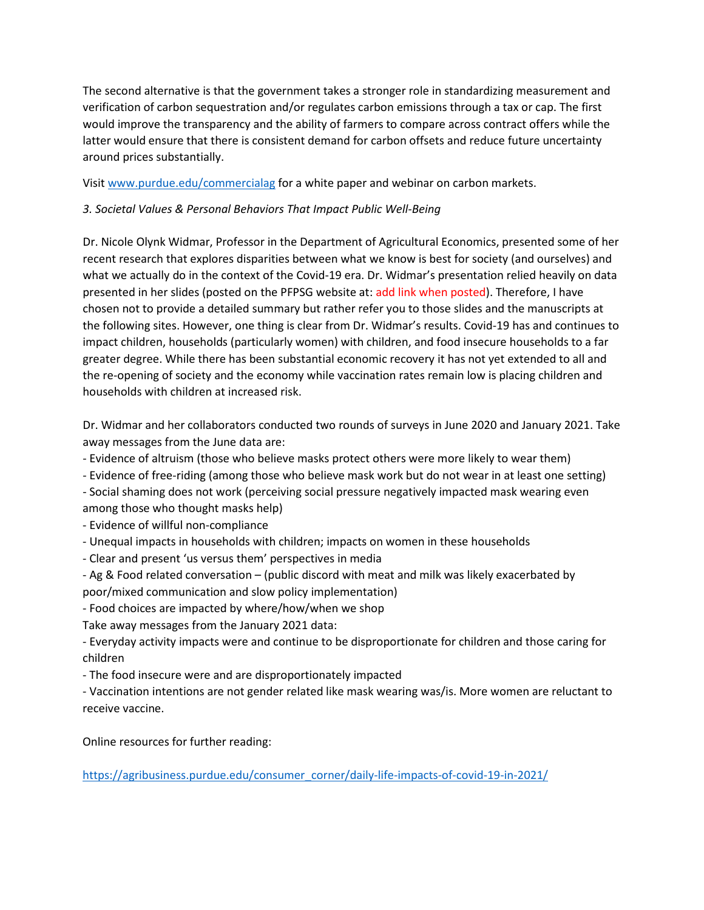The second alternative is that the government takes a stronger role in standardizing measurement and verification of carbon sequestration and/or regulates carbon emissions through a tax or cap. The first would improve the transparency and the ability of farmers to compare across contract offers while the latter would ensure that there is consistent demand for carbon offsets and reduce future uncertainty around prices substantially.

Visit [www.purdue.edu/commercialag](http://www.purdue.edu/commercialag) for a white paper and webinar on carbon markets.

*3. Societal Values & Personal Behaviors That Impact Public Well-Being*

Dr. Nicole Olynk Widmar, Professor in the Department of Agricultural Economics, presented some of her recent research that explores disparities between what we know is best for society (and ourselves) and what we actually do in the context of the Covid-19 era. Dr. Widmar's presentation relied heavily on data presented in her slides (posted on the PFPSG website at: add link when posted). Therefore, I have chosen not to provide a detailed summary but rather refer you to those slides and the manuscripts at the following sites. However, one thing is clear from Dr. Widmar's results. Covid-19 has and continues to impact children, households (particularly women) with children, and food insecure households to a far greater degree. While there has been substantial economic recovery it has not yet extended to all and the re-opening of society and the economy while vaccination rates remain low is placing children and households with children at increased risk.

Dr. Widmar and her collaborators conducted two rounds of surveys in June 2020 and January 2021. Take away messages from the June data are:

- Evidence of altruism (those who believe masks protect others were more likely to wear them)
- Evidence of free-riding (among those who believe mask work but do not wear in at least one setting)
- Social shaming does not work (perceiving social pressure negatively impacted mask wearing even among those who thought masks help)
- Evidence of willful non-compliance
- Unequal impacts in households with children; impacts on women in these households
- Clear and present 'us versus them' perspectives in media
- Ag & Food related conversation – (public discord with meat and milk was likely exacerbated by poor/mixed communication and slow policy implementation)
- Food choices are impacted by where/how/when we shop

Take away messages from the January 2021 data:

- Everyday activity impacts were and continue to be disproportionate for children and those caring for children
- The food insecure were and are disproportionately impacted
- Vaccination intentions are not gender related like mask wearing was/is. More women are reluctant to receive vaccine.

Online resources for further reading:

[https://agribusiness.purdue.edu/consumer_corner/daily-life-impacts-of-covid-19-in-2021/](https://agribusiness.purdue.edu/consumer_corner/daily-life-impacts-of-covid-19-in-2021/)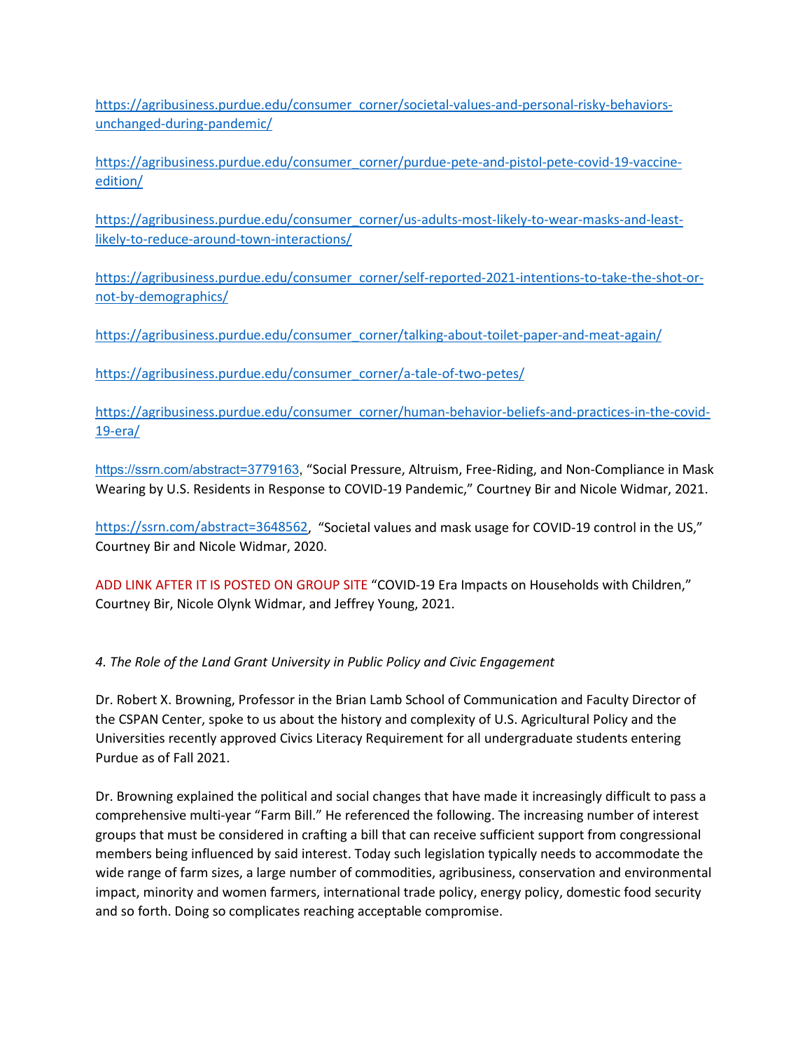https://agribusiness.purdue.edu/consumer_corner/societal-values-and-personal-risky-behaviors-unchanged-during-pandemic/

https://agribusiness.purdue.edu/consumer_corner/purdue-pete-and-pistol-pete-covid-19-vaccine-edition/

https://agribusiness.purdue.edu/consumer_corner/us-adults-most-likely-to-wear-masks-and-least-likely-to-reduce-around-town-interactions/

https://agribusiness.purdue.edu/consumer_corner/self-reported-2021-intentions-to-take-the-shot-or-not-by-demographics/

https://agribusiness.purdue.edu/consumer_corner/talking-about-toilet-paper-and-meat-again/

https://agribusiness.purdue.edu/consumer_corner/a-tale-of-two-petes/

https://agribusiness.purdue.edu/consumer_corner/human-behavior-beliefs-and-practices-in-the-covid-19-era/

https://ssrn.com/abstract=3779163, "Social Pressure, Altruism, Free-Riding, and Non-Compliance in Mask Wearing by U.S. Residents in Response to COVID-19 Pandemic," Courtney Bir and Nicole Widmar, 2021.

https://ssrn.com/abstract=3648562, "Societal values and mask usage for COVID-19 control in the US," Courtney Bir and Nicole Widmar, 2020.

ADD LINK AFTER IT IS POSTED ON GROUP SITE "COVID-19 Era Impacts on Households with Children," Courtney Bir, Nicole Olynk Widmar, and Jeffrey Young, 2021.

*4. The Role of the Land Grant University in Public Policy and Civic Engagement*

Dr. Robert X. Browning, Professor in the Brian Lamb School of Communication and Faculty Director of the CSPAN Center, spoke to us about the history and complexity of U.S. Agricultural Policy and the Universities recently approved Civics Literacy Requirement for all undergraduate students entering Purdue as of Fall 2021.

Dr. Browning explained the political and social changes that have made it increasingly difficult to pass a comprehensive multi-year "Farm Bill." He referenced the following. The increasing number of interest groups that must be considered in crafting a bill that can receive sufficient support from congressional members being influenced by said interest. Today such legislation typically needs to accommodate the wide range of farm sizes, a large number of commodities, agribusiness, conservation and environmental impact, minority and women farmers, international trade policy, energy policy, domestic food security and so forth. Doing so complicates reaching acceptable compromise.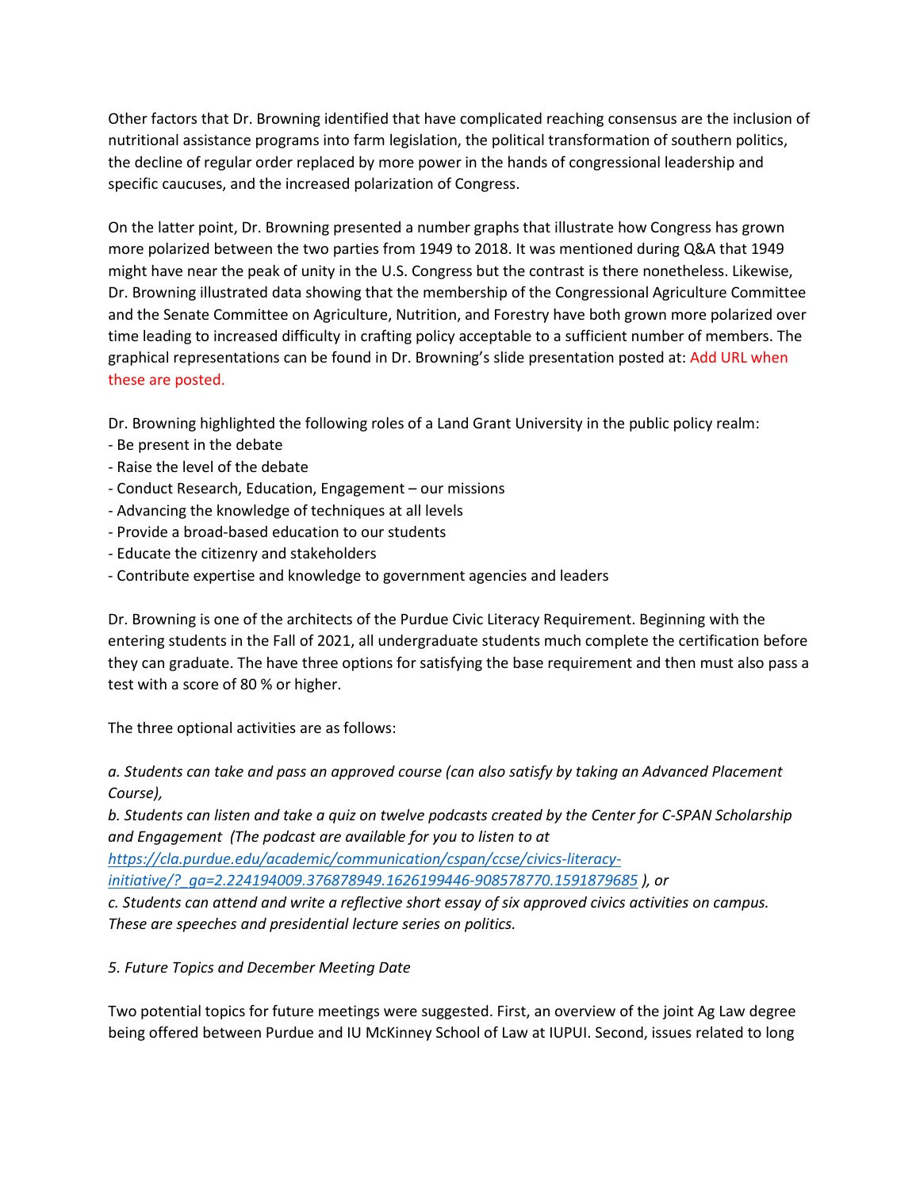Other factors that Dr. Browning identified that have complicated reaching consensus are the inclusion of nutritional assistance programs into farm legislation, the political transformation of southern politics, the decline of regular order replaced by more power in the hands of congressional leadership and specific caucuses, and the increased polarization of Congress.

On the latter point, Dr. Browning presented a number graphs that illustrate how Congress has grown more polarized between the two parties from 1949 to 2018. It was mentioned during Q&A that 1949 might have near the peak of unity in the U.S. Congress but the contrast is there nonetheless. Likewise, Dr. Browning illustrated data showing that the membership of the Congressional Agriculture Committee and the Senate Committee on Agriculture, Nutrition, and Forestry have both grown more polarized over time leading to increased difficulty in crafting policy acceptable to a sufficient number of members. The graphical representations can be found in Dr. Browning's slide presentation posted at: Add URL when these are posted.

Dr. Browning highlighted the following roles of a Land Grant University in the public policy realm:

- Be present in the debate
- Raise the level of the debate
- Conduct Research, Education, Engagement – our missions
- Advancing the knowledge of techniques at all levels
- Provide a broad-based education to our students
- Educate the citizenry and stakeholders
- Contribute expertise and knowledge to government agencies and leaders

Dr. Browning is one of the architects of the Purdue Civic Literacy Requirement. Beginning with the entering students in the Fall of 2021, all undergraduate students much complete the certification before they can graduate. The have three options for satisfying the base requirement and then must also pass a test with a score of 80 % or higher.

The three optional activities are as follows:

*a. Students can take and pass an approved course (can also satisfy by taking an Advanced Placement Course),*

*b. Students can listen and take a quiz on twelve podcasts created by the Center for C-SPAN Scholarship and Engagement (The podcast are available for you to listen to at [https://cla.purdue.edu/academic/communication/cspan/ccse/civics-literacy-initiative/?_ga=2.224194009.376878949.1626199446-908578770.1591879685](https://cla.purdue.edu/academic/communication/cspan/ccse/civics-literacy-initiative/?_ga=2.224194009.376878949.1626199446-908578770.1591879685) ), or*

*c. Students can attend and write a reflective short essay of six approved civics activities on campus. These are speeches and presidential lecture series on politics.*

*5. Future Topics and December Meeting Date*

Two potential topics for future meetings were suggested. First, an overview of the joint Ag Law degree being offered between Purdue and IU McKinney School of Law at IUPUI. Second, issues related to long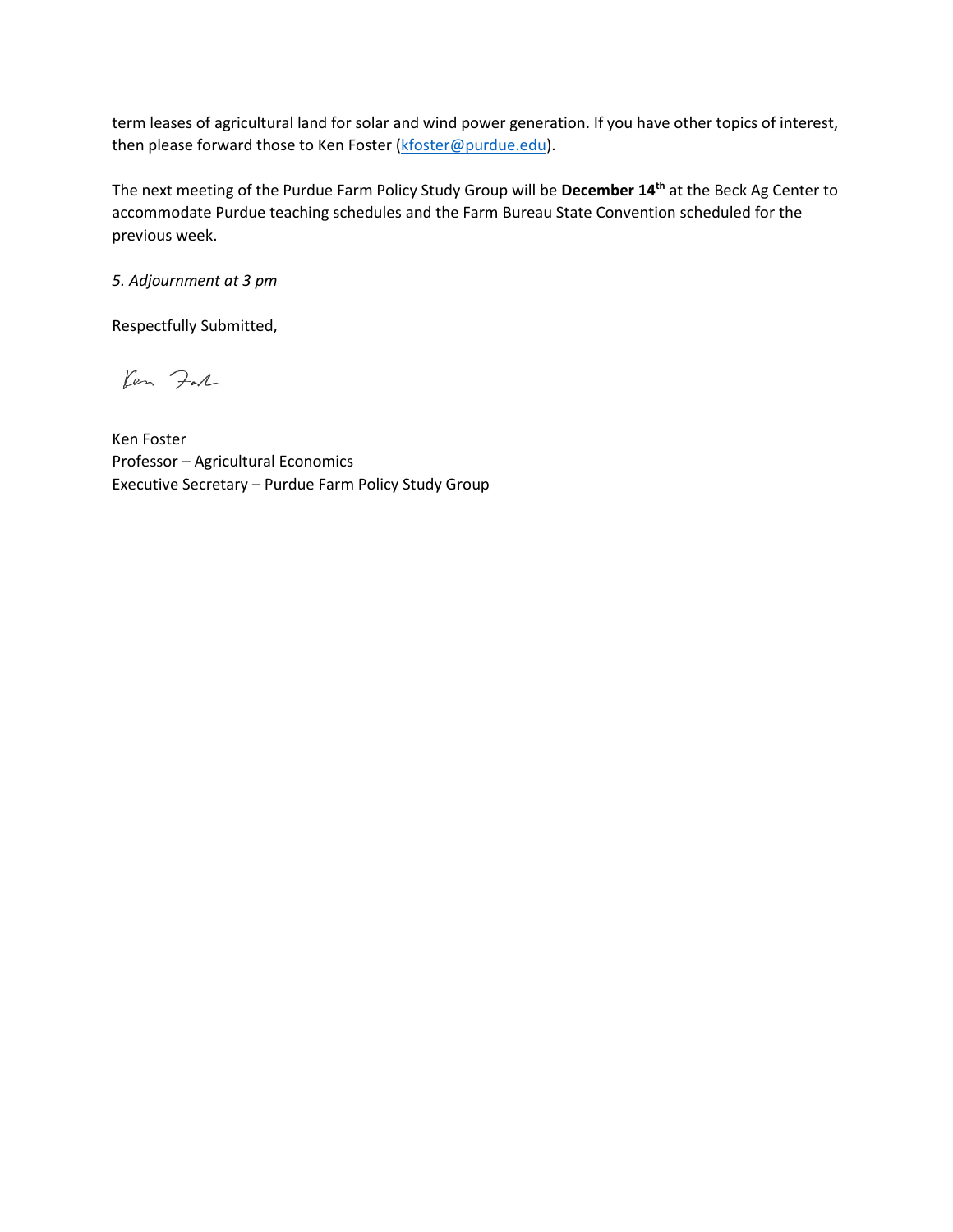term leases of agricultural land for solar and wind power generation. If you have other topics of interest, then please forward those to Ken Foster (kfoster@purdue.edu).

The next meeting of the Purdue Farm Policy Study Group will be **December 14th** at the Beck Ag Center to accommodate Purdue teaching schedules and the Farm Bureau State Convention scheduled for the previous week.

*5. Adjournment at 3 pm*

Respectfully Submitted,

Ken Foster
Professor – Agricultural Economics
Executive Secretary – Purdue Farm Policy Study Group